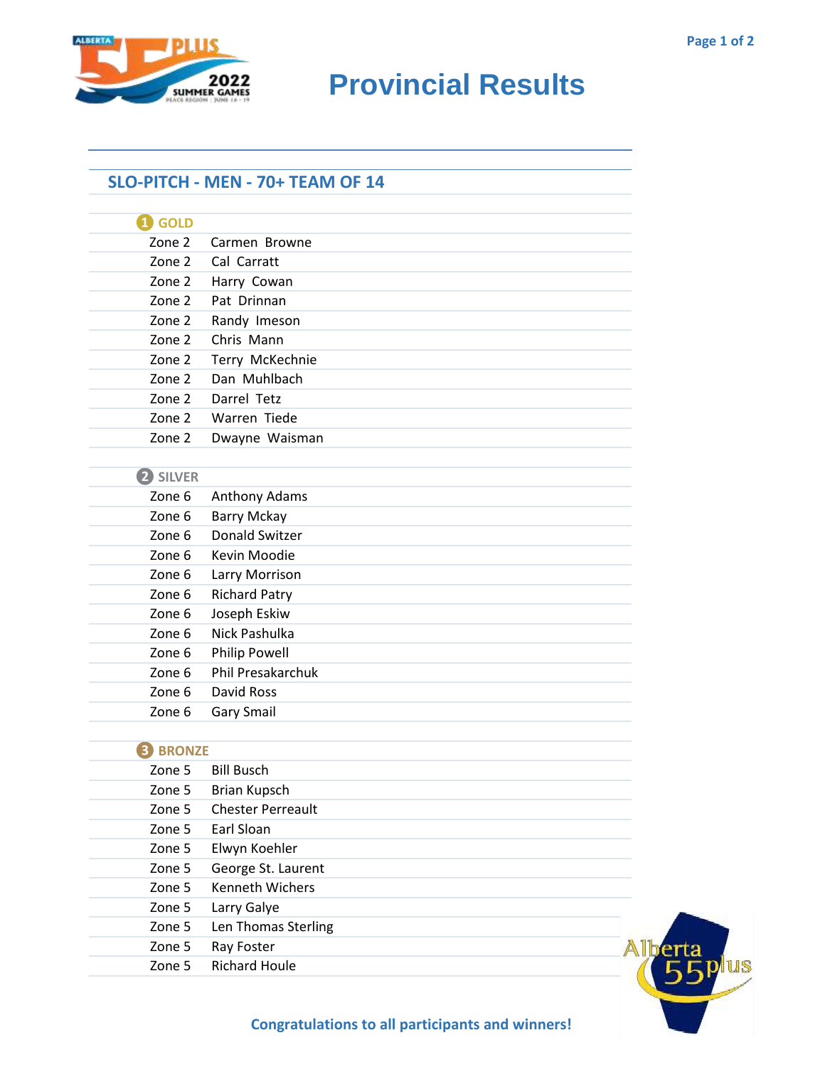# Provincial Results

## SLO-PITCH - MEN - 70+ TEAM OF 14

### 1 GOLD

| Zone | Name |
|---|---|
| Zone 2 | Carmen Browne |
| Zone 2 | Cal Carratt |
| Zone 2 | Harry Cowan |
| Zone 2 | Pat Drinnan |
| Zone 2 | Randy Imeson |
| Zone 2 | Chris Mann |
| Zone 2 | Terry McKechnie |
| Zone 2 | Dan Muhlbach |
| Zone 2 | Darrel Tetz |
| Zone 2 | Warren Tiede |
| Zone 2 | Dwayne Waisman |

### 2 SILVER

| Zone | Name |
|---|---|
| Zone 6 | Anthony Adams |
| Zone 6 | Barry Mckay |
| Zone 6 | Donald Switzer |
| Zone 6 | Kevin Moodie |
| Zone 6 | Larry Morrison |
| Zone 6 | Richard Patry |
| Zone 6 | Joseph Eskiw |
| Zone 6 | Nick Pashulka |
| Zone 6 | Philip Powell |
| Zone 6 | Phil Presakarchuk |
| Zone 6 | David Ross |
| Zone 6 | Gary Smail |

### 3 BRONZE

| Zone | Name |
|---|---|
| Zone 5 | Bill Busch |
| Zone 5 | Brian Kupsch |
| Zone 5 | Chester Perreault |
| Zone 5 | Earl Sloan |
| Zone 5 | Elwyn Koehler |
| Zone 5 | George St. Laurent |
| Zone 5 | Kenneth Wichers |
| Zone 5 | Larry Galye |
| Zone 5 | Len Thomas Sterling |
| Zone 5 | Ray Foster |
| Zone 5 | Richard Houle |

**Congratulations to all participants and winners!**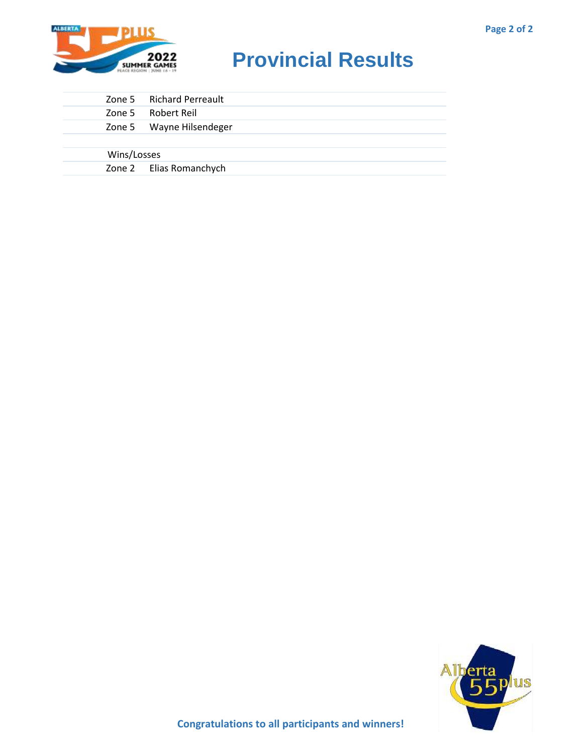# Provincial Results

| | |
|---|---|
| Zone 5 | Richard Perreault |
| Zone 5 | Robert Reil |
| Zone 5 | Wayne Hilsendeger |
| | |
| Wins/Losses | |
| Zone 2 | Elias Romanchych |

**Congratulations to all participants and winners!**